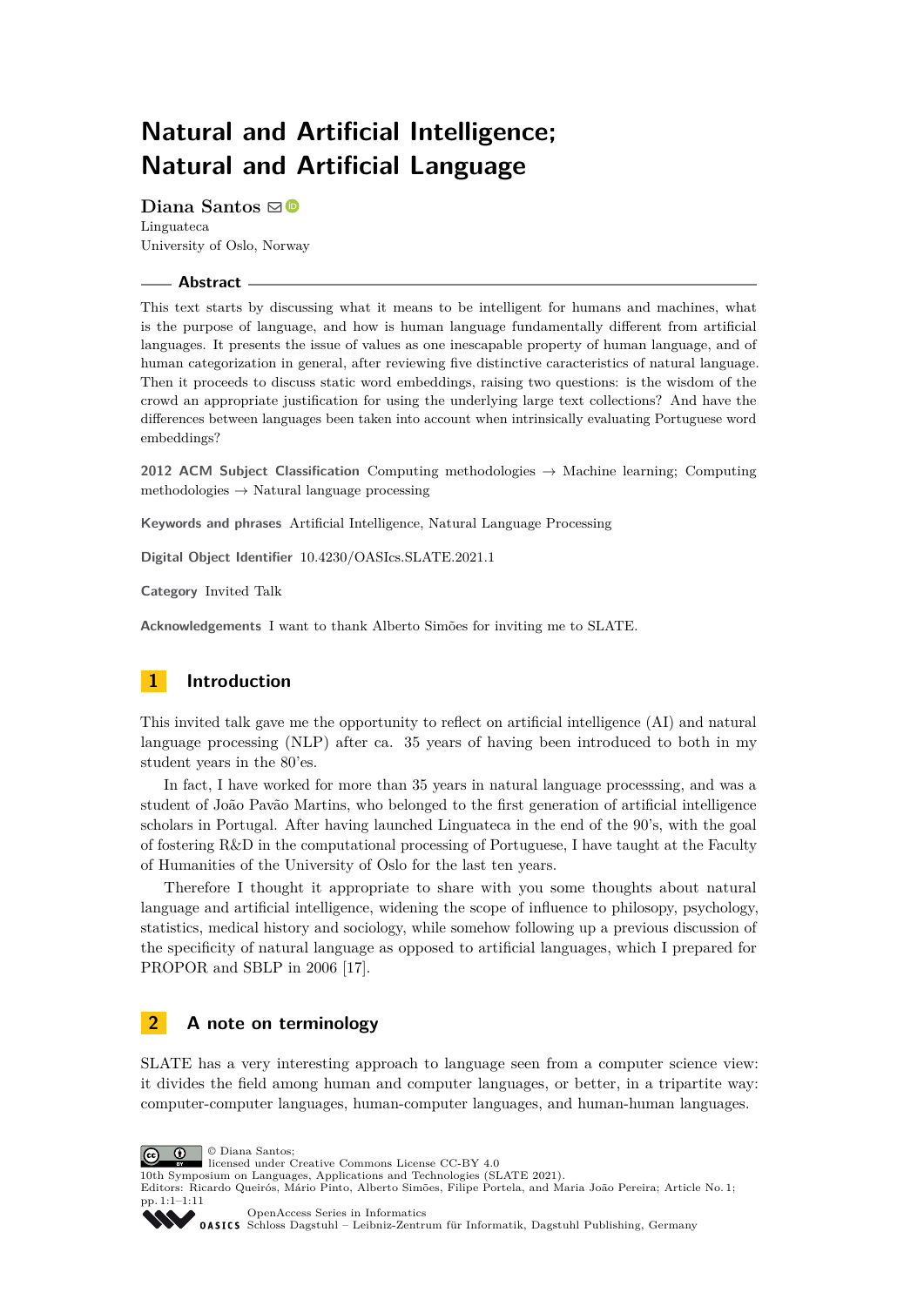# Natural and Artificial Intelligence; Natural and Artificial Language

**Diana Santos**
Linguateca
University of Oslo, Norway

## Abstract

This text starts by discussing what it means to be intelligent for humans and machines, what is the purpose of language, and how is human language fundamentally different from artificial languages. It presents the issue of values as one inescapable property of human language, and of human categorization in general, after reviewing five distinctive caracteristics of natural language. Then it proceeds to discuss static word embeddings, raising two questions: is the wisdom of the crowd an appropriate justification for using the underlying large text collections? And have the differences between languages been taken into account when intrinsically evaluating Portuguese word embeddings?

**2012 ACM Subject Classification** Computing methodologies → Machine learning; Computing methodologies → Natural language processing

**Keywords and phrases** Artificial Intelligence, Natural Language Processing

**Digital Object Identifier** 10.4230/OASIcs.SLATE.2021.1

**Category** Invited Talk

**Acknowledgements** I want to thank Alberto Simões for inviting me to SLATE.

## 1 Introduction

This invited talk gave me the opportunity to reflect on artificial intelligence (AI) and natural language processing (NLP) after ca. 35 years of having been introduced to both in my student years in the 80'es.

In fact, I have worked for more than 35 years in natural language processsing, and was a student of João Pavão Martins, who belonged to the first generation of artificial intelligence scholars in Portugal. After having launched Linguateca in the end of the 90's, with the goal of fostering R&D in the computational processing of Portuguese, I have taught at the Faculty of Humanities of the University of Oslo for the last ten years.

Therefore I thought it appropriate to share with you some thoughts about natural language and artificial intelligence, widening the scope of influence to philosopy, psychology, statistics, medical history and sociology, while somehow following up a previous discussion of the specificity of natural language as opposed to artificial languages, which I prepared for PROPOR and SBLP in 2006 [17].

## 2 A note on terminology

SLATE has a very interesting approach to language seen from a computer science view: it divides the field among human and computer languages, or better, in a tripartite way: computer-computer languages, human-computer languages, and human-human languages.

© Diana Santos;
licensed under Creative Commons License CC-BY 4.0
10th Symposium on Languages, Applications and Technologies (SLATE 2021).
Editors: Ricardo Queirós, Mário Pinto, Alberto Simões, Filipe Portela, and Maria João Pereira; Article No. 1; pp. 1:1–1:11
OpenAccess Series in Informatics
Schloss Dagstuhl – Leibniz-Zentrum für Informatik, Dagstuhl Publishing, Germany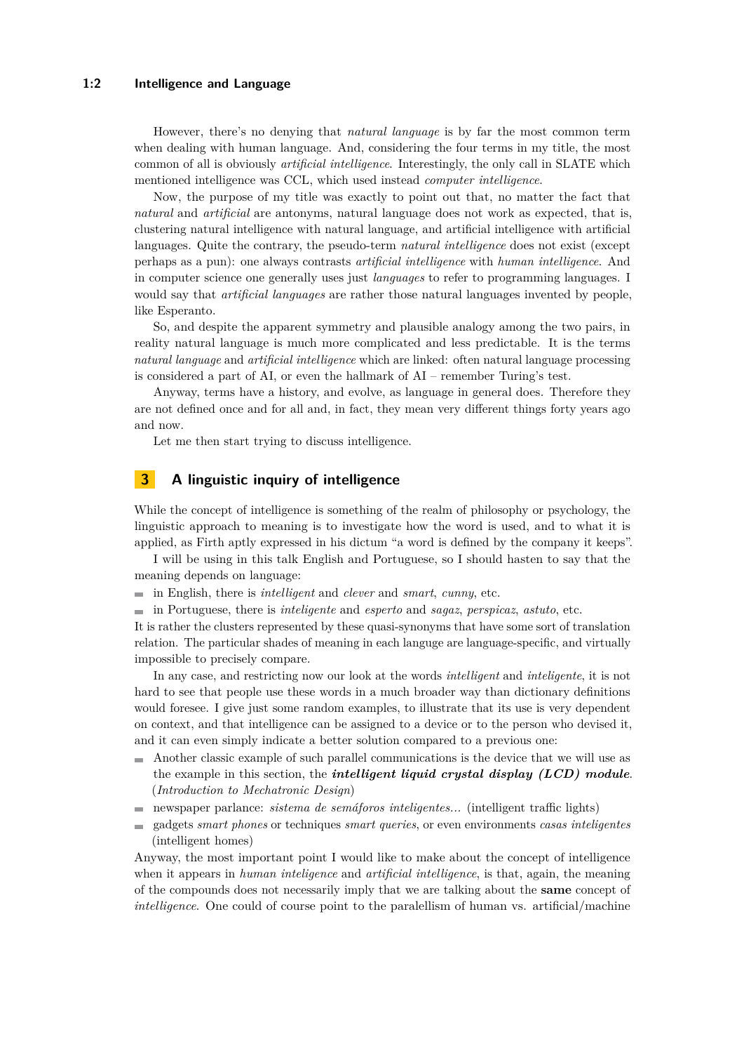However, there's no denying that *natural language* is by far the most common term when dealing with human language. And, considering the four terms in my title, the most common of all is obviously *artificial intelligence*. Interestingly, the only call in SLATE which mentioned intelligence was CCL, which used instead *computer intelligence*.

Now, the purpose of my title was exactly to point out that, no matter the fact that *natural* and *artificial* are antonyms, natural language does not work as expected, that is, clustering natural intelligence with natural language, and artificial intelligence with artificial languages. Quite the contrary, the pseudo-term *natural intelligence* does not exist (except perhaps as a pun): one always contrasts *artificial intelligence* with *human intelligence*. And in computer science one generally uses just *languages* to refer to programming languages. I would say that *artificial languages* are rather those natural languages invented by people, like Esperanto.

So, and despite the apparent symmetry and plausible analogy among the two pairs, in reality natural language is much more complicated and less predictable. It is the terms *natural language* and *artificial intelligence* which are linked: often natural language processing is considered a part of AI, or even the hallmark of AI – remember Turing's test.

Anyway, terms have a history, and evolve, as language in general does. Therefore they are not defined once and for all and, in fact, they mean very different things forty years ago and now.

Let me then start trying to discuss intelligence.

## 3 A linguistic inquiry of intelligence

While the concept of intelligence is something of the realm of philosophy or psychology, the linguistic approach to meaning is to investigate how the word is used, and to what it is applied, as Firth aptly expressed in his dictum "a word is defined by the company it keeps".

I will be using in this talk English and Portuguese, so I should hasten to say that the meaning depends on language:

- in English, there is *intelligent* and *clever* and *smart*, *cunny*, etc.
- in Portuguese, there is *inteligente* and *esperto* and *sagaz*, *perspicaz*, *astuto*, etc.

It is rather the clusters represented by these quasi-synonyms that have some sort of translation relation. The particular shades of meaning in each languge are language-specific, and virtually impossible to precisely compare.

In any case, and restricting now our look at the words *intelligent* and *inteligente*, it is not hard to see that people use these words in a much broader way than dictionary definitions would foresee. I give just some random examples, to illustrate that its use is very dependent on context, and that intelligence can be assigned to a device or to the person who devised it, and it can even simply indicate a better solution compared to a previous one:

- Another classic example of such parallel communications is the device that we will use as the example in this section, the ***intelligent liquid crystal display (LCD) module***. (*Introduction to Mechatronic Design*)
- newspaper parlance: *sistema de semáforos inteligentes...* (intelligent traffic lights)
- gadgets *smart phones* or techniques *smart queries*, or even environments *casas inteligentes* (intelligent homes)

Anyway, the most important point I would like to make about the concept of intelligence when it appears in *human inteligence* and *artificial intelligence*, is that, again, the meaning of the compounds does not necessarily imply that we are talking about the **same** concept of *intelligence*. One could of course point to the paralellism of human vs. artificial/machine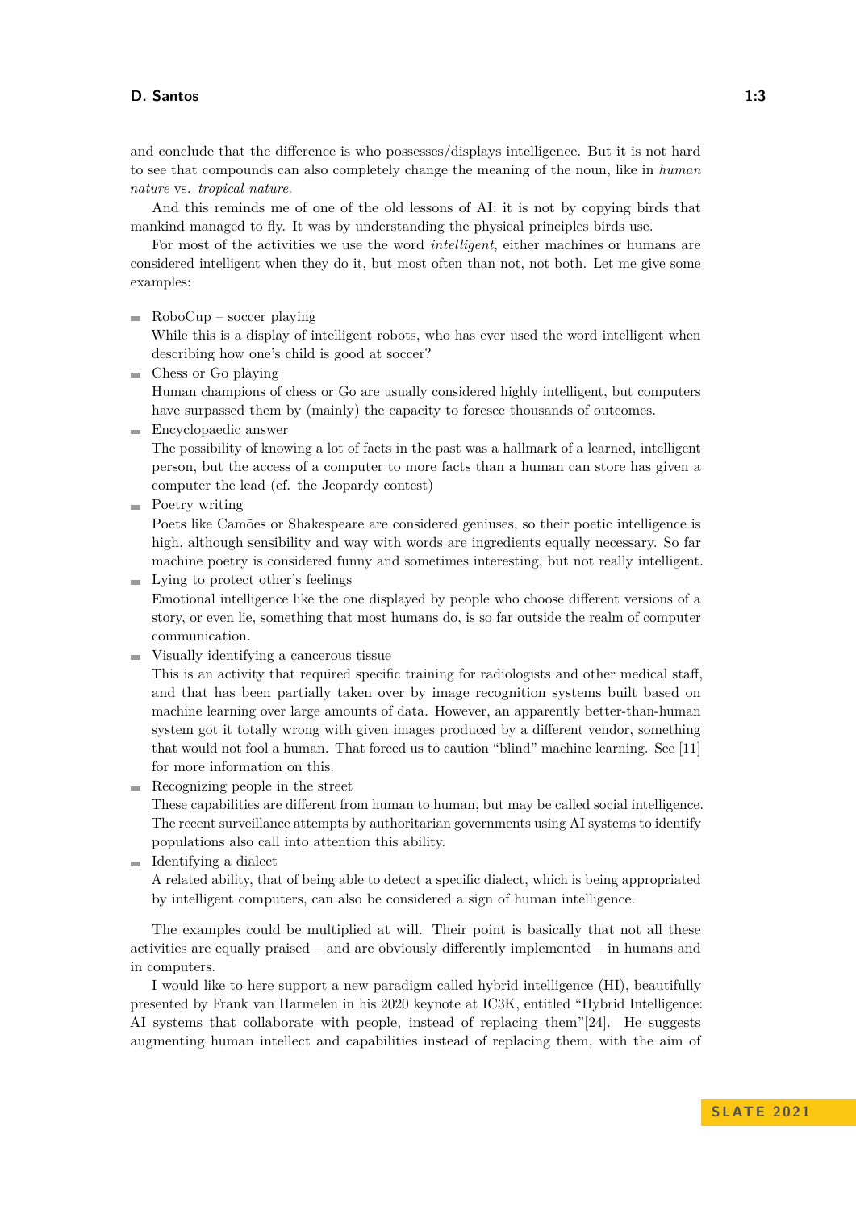and conclude that the difference is who possesses/displays intelligence. But it is not hard to see that compounds can also completely change the meaning of the noun, like in *human nature* vs. *tropical nature*.

And this reminds me of one of the old lessons of AI: it is not by copying birds that mankind managed to fly. It was by understanding the physical principles birds use.

For most of the activities we use the word *intelligent*, either machines or humans are considered intelligent when they do it, but most often than not, not both. Let me give some examples:

- RoboCup – soccer playing
  While this is a display of intelligent robots, who has ever used the word intelligent when describing how one's child is good at soccer?
- Chess or Go playing
  Human champions of chess or Go are usually considered highly intelligent, but computers have surpassed them by (mainly) the capacity to foresee thousands of outcomes.
- Encyclopaedic answer
  The possibility of knowing a lot of facts in the past was a hallmark of a learned, intelligent person, but the access of a computer to more facts than a human can store has given a computer the lead (cf. the Jeopardy contest)
- Poetry writing
  Poets like Camões or Shakespeare are considered geniuses, so their poetic intelligence is high, although sensibility and way with words are ingredients equally necessary. So far machine poetry is considered funny and sometimes interesting, but not really intelligent.
- Lying to protect other's feelings
  Emotional intelligence like the one displayed by people who choose different versions of a story, or even lie, something that most humans do, is so far outside the realm of computer communication.
- Visually identifying a cancerous tissue
  This is an activity that required specific training for radiologists and other medical staff, and that has been partially taken over by image recognition systems built based on machine learning over large amounts of data. However, an apparently better-than-human system got it totally wrong with given images produced by a different vendor, something that would not fool a human. That forced us to caution "blind" machine learning. See [11] for more information on this.
- Recognizing people in the street
  These capabilities are different from human to human, but may be called social intelligence. The recent surveillance attempts by authoritarian governments using AI systems to identify populations also call into attention this ability.
- Identifying a dialect
  A related ability, that of being able to detect a specific dialect, which is being appropriated by intelligent computers, can also be considered a sign of human intelligence.

The examples could be multiplied at will. Their point is basically that not all these activities are equally praised – and are obviously differently implemented – in humans and in computers.

I would like to here support a new paradigm called hybrid intelligence (HI), beautifully presented by Frank van Harmelen in his 2020 keynote at IC3K, entitled "Hybrid Intelligence: AI systems that collaborate with people, instead of replacing them"[24]. He suggests augmenting human intellect and capabilities instead of replacing them, with the aim of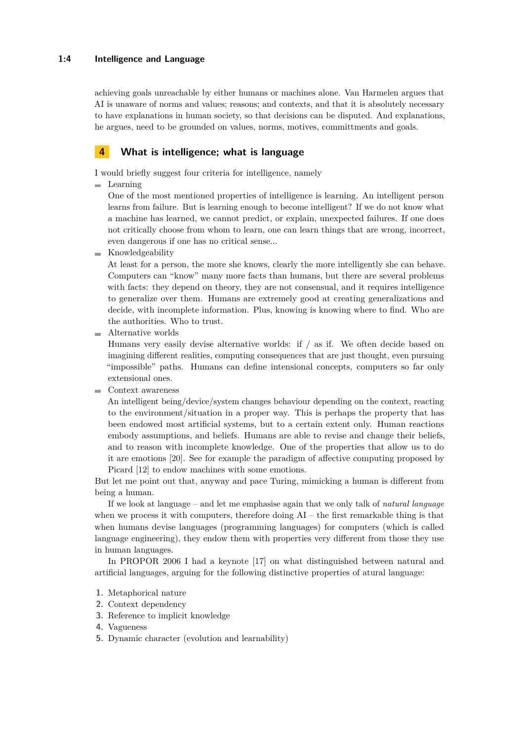achieving goals unreachable by either humans or machines alone. Van Harmelen argues that AI is unaware of norms and values; reasons; and contexts, and that it is absolutely necessary to have explanations in human society, so that decisions can be disputed. And explanations, he argues, need to be grounded on values, norms, motives, committments and goals.

## 4 What is intelligence; what is language

I would briefly suggest four criteria for intelligence, namely

- Learning
  One of the most mentioned properties of intelligence is learning. An intelligent person learns from failure. But is learning enough to become intelligent? If we do not know what a machine has learned, we cannot predict, or explain, unexpected failures. If one does not critically choose from whom to learn, one can learn things that are wrong, incorrect, even dangerous if one has no critical sense...
- Knowledgeability
  At least for a person, the more she knows, clearly the more intelligently she can behave. Computers can "know" many more facts than humans, but there are several problems with facts: they depend on theory, they are not consensual, and it requires intelligence to generalize over them. Humans are extremely good at creating generalizations and decide, with incomplete information. Plus, knowing is knowing where to find. Who are the authorities. Who to trust.
- Alternative worlds
  Humans very easily devise alternative worlds: if / as if. We often decide based on imagining different realities, computing consequences that are just thought, even pursuing "impossible" paths. Humans can define intensional concepts, computers so far only extensional ones.
- Context awareness
  An intelligent being/device/system changes behaviour depending on the context, reacting to the environment/situation in a proper way. This is perhaps the property that has been endowed most artificial systems, but to a certain extent only. Human reactions embody assumptions, and beliefs. Humans are able to revise and change their beliefs, and to reason with incomplete knowledge. One of the properties that allow us to do it are emotions [20]. See for example the paradigm of affective computing proposed by Picard [12] to endow machines with some emotions.

But let me point out that, anyway and pace Turing, mimicking a human is different from being a human.

If we look at language – and let me emphasise again that we only talk of *natural language* when we process it with computers, therefore doing AI – the first remarkable thing is that when humans devise languages (programming languages) for computers (which is called language engineering), they endow them with properties very different from those they use in human languages.

In PROPOR 2006 I had a keynote [17] on what distinguished between natural and artificial languages, arguing for the following distinctive properties of atural language:

1. Metaphorical nature
2. Context dependency
3. Reference to implicit knowledge
4. Vagueness
5. Dynamic character (evolution and learnability)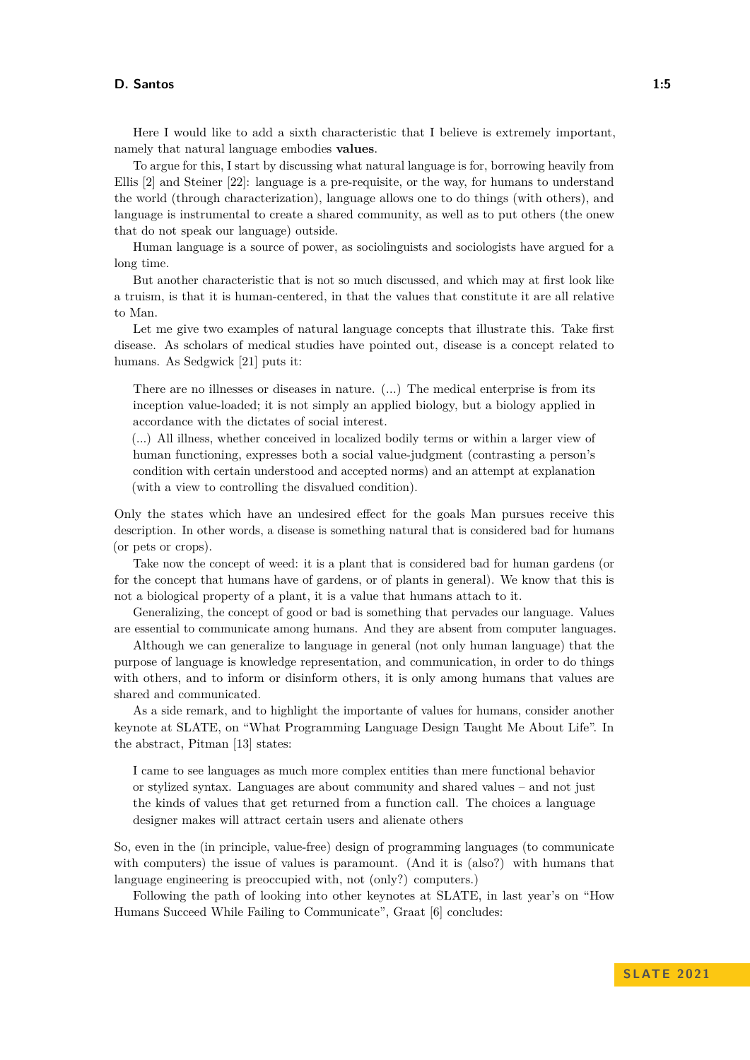Here I would like to add a sixth characteristic that I believe is extremely important, namely that natural language embodies **values**.

To argue for this, I start by discussing what natural language is for, borrowing heavily from Ellis [2] and Steiner [22]: language is a pre-requisite, or the way, for humans to understand the world (through characterization), language allows one to do things (with others), and language is instrumental to create a shared community, as well as to put others (the onew that do not speak our language) outside.

Human language is a source of power, as sociolinguists and sociologists have argued for a long time.

But another characteristic that is not so much discussed, and which may at first look like a truism, is that it is human-centered, in that the values that constitute it are all relative to Man.

Let me give two examples of natural language concepts that illustrate this. Take first disease. As scholars of medical studies have pointed out, disease is a concept related to humans. As Sedgwick [21] puts it:

> There are no illnesses or diseases in nature. (...) The medical enterprise is from its inception value-loaded; it is not simply an applied biology, but a biology applied in accordance with the dictates of social interest.
> (...) All illness, whether conceived in localized bodily terms or within a larger view of human functioning, expresses both a social value-judgment (contrasting a person's condition with certain understood and accepted norms) and an attempt at explanation (with a view to controlling the disvalued condition).

Only the states which have an undesired effect for the goals Man pursues receive this description. In other words, a disease is something natural that is considered bad for humans (or pets or crops).

Take now the concept of weed: it is a plant that is considered bad for human gardens (or for the concept that humans have of gardens, or of plants in general). We know that this is not a biological property of a plant, it is a value that humans attach to it.

Generalizing, the concept of good or bad is something that pervades our language. Values are essential to communicate among humans. And they are absent from computer languages.

Although we can generalize to language in general (not only human language) that the purpose of language is knowledge representation, and communication, in order to do things with others, and to inform or disinform others, it is only among humans that values are shared and communicated.

As a side remark, and to highlight the importante of values for humans, consider another keynote at SLATE, on "What Programming Language Design Taught Me About Life". In the abstract, Pitman [13] states:

> I came to see languages as much more complex entities than mere functional behavior or stylized syntax. Languages are about community and shared values – and not just the kinds of values that get returned from a function call. The choices a language designer makes will attract certain users and alienate others

So, even in the (in principle, value-free) design of programming languages (to communicate with computers) the issue of values is paramount. (And it is (also?) with humans that language engineering is preoccupied with, not (only?) computers.)

Following the path of looking into other keynotes at SLATE, in last year's on "How Humans Succeed While Failing to Communicate", Graat [6] concludes: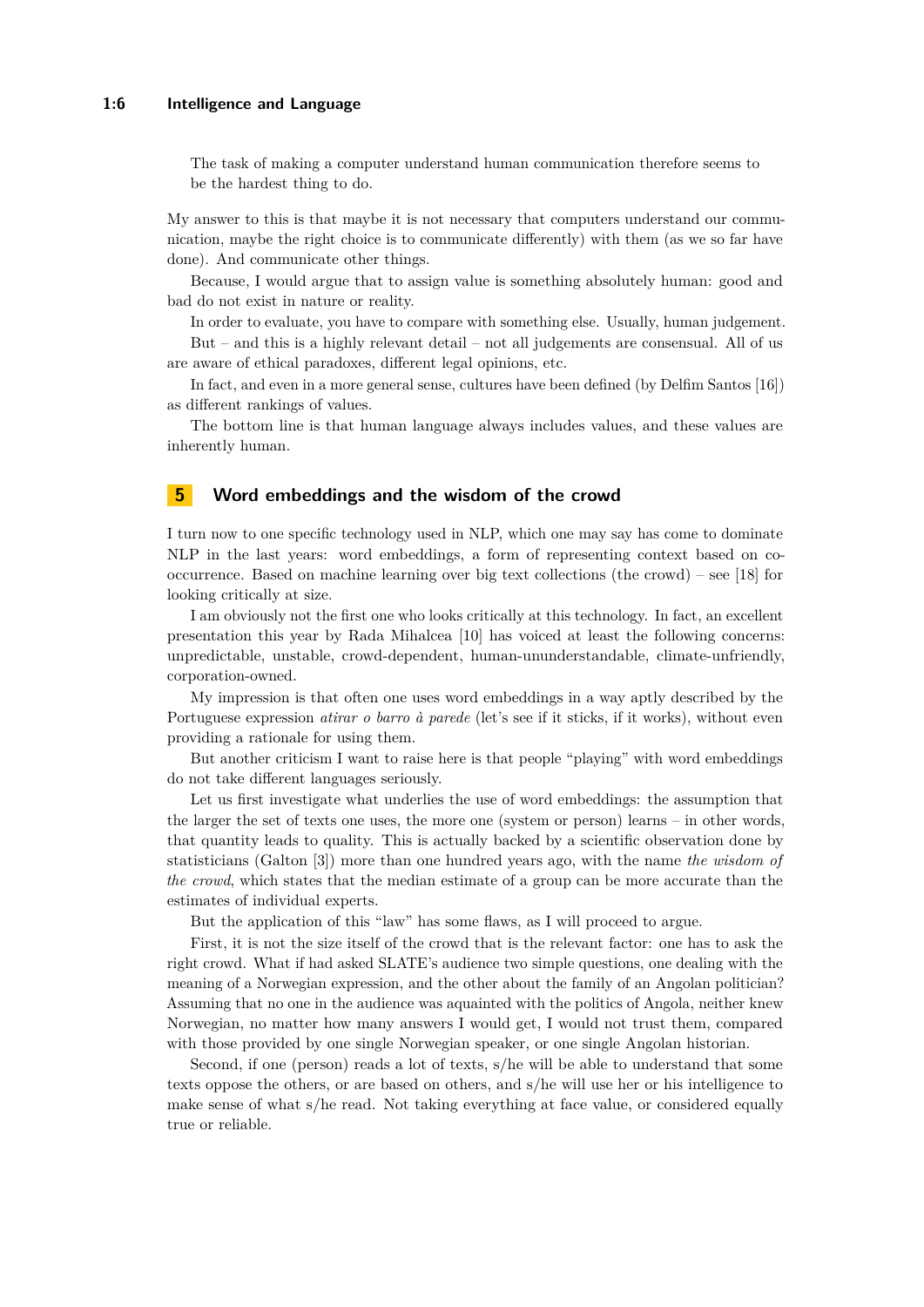The task of making a computer understand human communication therefore seems to be the hardest thing to do.

My answer to this is that maybe it is not necessary that computers understand our communication, maybe the right choice is to communicate differently) with them (as we so far have done). And communicate other things.

Because, I would argue that to assign value is something absolutely human: good and bad do not exist in nature or reality.

In order to evaluate, you have to compare with something else. Usually, human judgement.

But – and this is a highly relevant detail – not all judgements are consensual. All of us are aware of ethical paradoxes, different legal opinions, etc.

In fact, and even in a more general sense, cultures have been defined (by Delfim Santos [16]) as different rankings of values.

The bottom line is that human language always includes values, and these values are inherently human.

## 5 Word embeddings and the wisdom of the crowd

I turn now to one specific technology used in NLP, which one may say has come to dominate NLP in the last years: word embeddings, a form of representing context based on co-occurrence. Based on machine learning over big text collections (the crowd) – see [18] for looking critically at size.

I am obviously not the first one who looks critically at this technology. In fact, an excellent presentation this year by Rada Mihalcea [10] has voiced at least the following concerns: unpredictable, unstable, crowd-dependent, human-ununderstandable, climate-unfriendly, corporation-owned.

My impression is that often one uses word embeddings in a way aptly described by the Portuguese expression *atirar o barro à parede* (let's see if it sticks, if it works), without even providing a rationale for using them.

But another criticism I want to raise here is that people "playing" with word embeddings do not take different languages seriously.

Let us first investigate what underlies the use of word embeddings: the assumption that the larger the set of texts one uses, the more one (system or person) learns – in other words, that quantity leads to quality. This is actually backed by a scientific observation done by statisticians (Galton [3]) more than one hundred years ago, with the name *the wisdom of the crowd*, which states that the median estimate of a group can be more accurate than the estimates of individual experts.

But the application of this "law" has some flaws, as I will proceed to argue.

First, it is not the size itself of the crowd that is the relevant factor: one has to ask the right crowd. What if had asked SLATE's audience two simple questions, one dealing with the meaning of a Norwegian expression, and the other about the family of an Angolan politician? Assuming that no one in the audience was aquainted with the politics of Angola, neither knew Norwegian, no matter how many answers I would get, I would not trust them, compared with those provided by one single Norwegian speaker, or one single Angolan historian.

Second, if one (person) reads a lot of texts, s/he will be able to understand that some texts oppose the others, or are based on others, and s/he will use her or his intelligence to make sense of what s/he read. Not taking everything at face value, or considered equally true or reliable.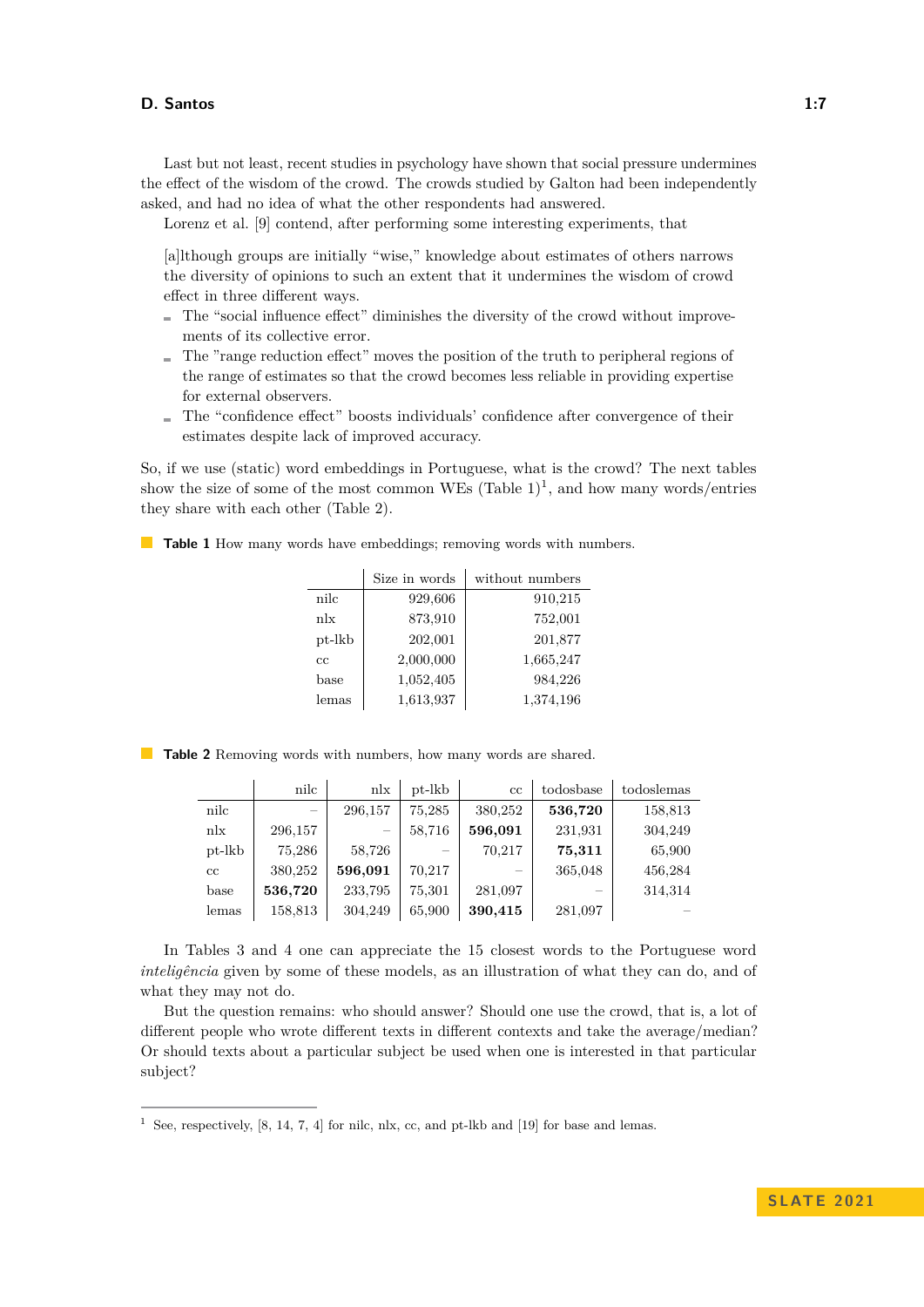Last but not least, recent studies in psychology have shown that social pressure undermines the effect of the wisdom of the crowd. The crowds studied by Galton had been independently asked, and had no idea of what the other respondents had answered.

Lorenz et al. [9] contend, after performing some interesting experiments, that

> [a]lthough groups are initially "wise," knowledge about estimates of others narrows the diversity of opinions to such an extent that it undermines the wisdom of crowd effect in three different ways.
>
> - The "social influence effect" diminishes the diversity of the crowd without improvements of its collective error.
> - The "range reduction effect" moves the position of the truth to peripheral regions of the range of estimates so that the crowd becomes less reliable in providing expertise for external observers.
> - The "confidence effect" boosts individuals' confidence after convergence of their estimates despite lack of improved accuracy.

So, if we use (static) word embeddings in Portuguese, what is the crowd? The next tables show the size of some of the most common WEs (Table 1)[1], and how many words/entries they share with each other (Table 2).

**Table 1** How many words have embeddings; removing words with numbers.

| | Size in words | without numbers |
|---|---:|---:|
| nilc | 929,606 | 910,215 |
| nlx | 873,910 | 752,001 |
| pt-lkb | 202,001 | 201,877 |
| cc | 2,000,000 | 1,665,247 |
| base | 1,052,405 | 984,226 |
| lemas | 1,613,937 | 1,374,196 |

**Table 2** Removing words with numbers, how many words are shared.

| | nilc | nlx | pt-lkb | cc | todosbase | todoslemas |
|---|---:|---:|---:|---:|---:|---:|
| nilc | – | 296,157 | 75,285 | 380,252 | **536,720** | 158,813 |
| nlx | 296,157 | – | 58,716 | **596,091** | 231,931 | 304,249 |
| pt-lkb | 75,286 | 58,726 | – | 70,217 | **75,311** | 65,900 |
| cc | 380,252 | **596,091** | 70,217 | – | 365,048 | 456,284 |
| base | **536,720** | 233,795 | 75,301 | 281,097 | – | 314,314 |
| lemas | 158,813 | 304,249 | 65,900 | **390,415** | 281,097 | – |

In Tables 3 and 4 one can appreciate the 15 closest words to the Portuguese word *inteligência* given by some of these models, as an illustration of what they can do, and of what they may not do.

But the question remains: who should answer? Should one use the crowd, that is, a lot of different people who wrote different texts in different contexts and take the average/median? Or should texts about a particular subject be used when one is interested in that particular subject?

---

[1] See, respectively, [8, 14, 7, 4] for nilc, nlx, cc, and pt-lkb and [19] for base and lemas.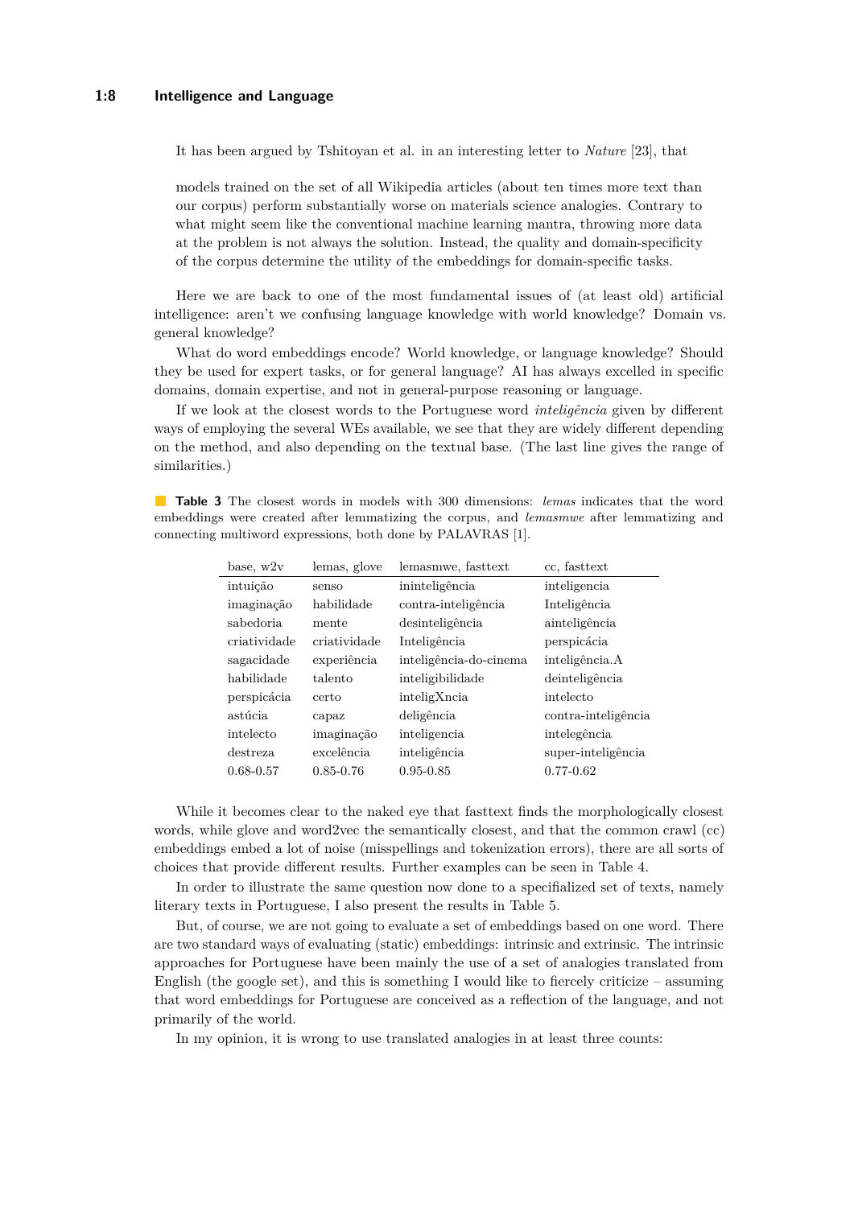It has been argued by Tshitoyan et al. in an interesting letter to *Nature* [23], that

> models trained on the set of all Wikipedia articles (about ten times more text than our corpus) perform substantially worse on materials science analogies. Contrary to what might seem like the conventional machine learning mantra, throwing more data at the problem is not always the solution. Instead, the quality and domain-specificity of the corpus determine the utility of the embeddings for domain-specific tasks.

Here we are back to one of the most fundamental issues of (at least old) artificial intelligence: aren't we confusing language knowledge with world knowledge? Domain vs. general knowledge?

What do word embeddings encode? World knowledge, or language knowledge? Should they be used for expert tasks, or for general language? AI has always excelled in specific domains, domain expertise, and not in general-purpose reasoning or language.

If we look at the closest words to the Portuguese word *inteligência* given by different ways of employing the several WEs available, we see that they are widely different depending on the method, and also depending on the textual base. (The last line gives the range of similarities.)

**Table 3** The closest words in models with 300 dimensions: *lemas* indicates that the word embeddings were created after lemmatizing the corpus, and *lemasmwe* after lemmatizing and connecting multiword expressions, both done by PALAVRAS [1].

| base, w2v | lemas, glove | lemasmwe, fasttext | cc, fasttext |
|---|---|---|---|
| intuição | senso | ininteligência | inteligencia |
| imaginação | habilidade | contra-inteligência | Inteligência |
| sabedoria | mente | desinteligência | ainteligência |
| criatividade | criatividade | Inteligência | perspicácia |
| sagacidade | experiência | inteligência-do-cinema | inteligência.A |
| habilidade | talento | inteligibilidade | deinteligência |
| perspicácia | certo | inteligXncia | intelecto |
| astúcia | capaz | deligência | contra-inteligência |
| intelecto | imaginação | inteligencia | intelegência |
| destreza | excelência | inteligência | super-inteligência |
| 0.68-0.57 | 0.85-0.76 | 0.95-0.85 | 0.77-0.62 |

While it becomes clear to the naked eye that fasttext finds the morphologically closest words, while glove and word2vec the semantically closest, and that the common crawl (cc) embeddings embed a lot of noise (misspellings and tokenization errors), there are all sorts of choices that provide different results. Further examples can be seen in Table 4.

In order to illustrate the same question now done to a specifialized set of texts, namely literary texts in Portuguese, I also present the results in Table 5.

But, of course, we are not going to evaluate a set of embeddings based on one word. There are two standard ways of evaluating (static) embeddings: intrinsic and extrinsic. The intrinsic approaches for Portuguese have been mainly the use of a set of analogies translated from English (the google set), and this is something I would like to fiercely criticize – assuming that word embeddings for Portuguese are conceived as a reflection of the language, and not primarily of the world.

In my opinion, it is wrong to use translated analogies in at least three counts: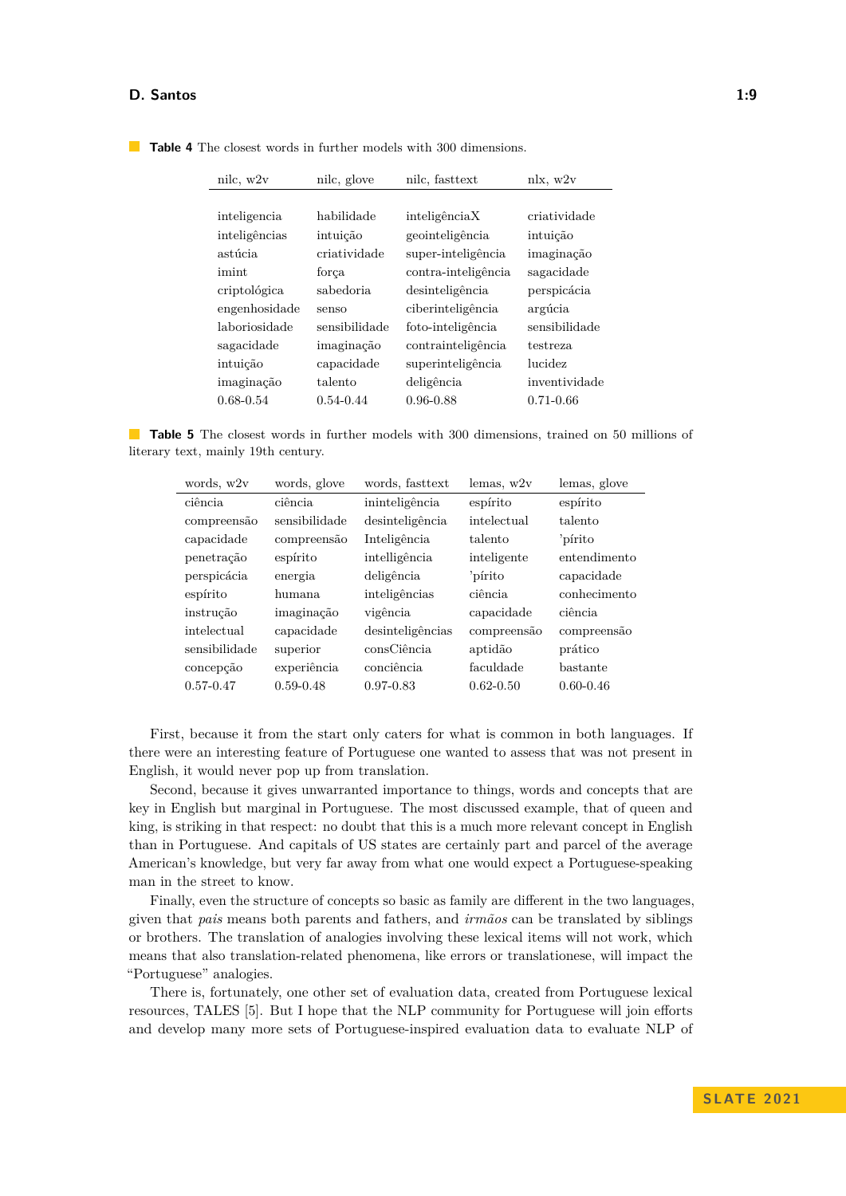**Table 4** The closest words in further models with 300 dimensions.

| nilc, w2v | nilc, glove | nilc, fasttext | nlx, w2v |
|---|---|---|---|
| inteligencia | habilidade | inteligênciaX | criatividade |
| inteligências | intuição | geointeligência | intuição |
| astúcia | criatividade | super-inteligência | imaginação |
| imint | força | contra-inteligência | sagacidade |
| criptológica | sabedoria | desinteligência | perspicácia |
| engenhosidade | senso | ciberinteligência | argúcia |
| laboriosidade | sensibilidade | foto-inteligência | sensibilidade |
| sagacidade | imaginação | contrainteligência | testreza |
| intuição | capacidade | superinteligência | lucidez |
| imaginação | talento | deligência | inventividade |
| 0.68-0.54 | 0.54-0.44 | 0.96-0.88 | 0.71-0.66 |

**Table 5** The closest words in further models with 300 dimensions, trained on 50 millions of literary text, mainly 19th century.

| words, w2v | words, glove | words, fasttext | lemas, w2v | lemas, glove |
|---|---|---|---|---|
| ciência | ciência | ininteligência | espírito | espírito |
| compreensão | sensibilidade | desinteligência | intelectual | talento |
| capacidade | compreensão | Inteligência | talento | 'pírito |
| penetração | espírito | intelligência | inteligente | entendimento |
| perspicácia | energia | deligência | 'pírito | capacidade |
| espírito | humana | inteligências | ciência | conhecimento |
| instrução | imaginação | vigência | capacidade | ciência |
| intelectual | capacidade | desinteligências | compreensão | compreensão |
| sensibilidade | superior | consCiência | aptidão | prático |
| concepção | experiência | conciência | faculdade | bastante |
| 0.57-0.47 | 0.59-0.48 | 0.97-0.83 | 0.62-0.50 | 0.60-0.46 |

First, because it from the start only caters for what is common in both languages. If there were an interesting feature of Portuguese one wanted to assess that was not present in English, it would never pop up from translation.

Second, because it gives unwarranted importance to things, words and concepts that are key in English but marginal in Portuguese. The most discussed example, that of queen and king, is striking in that respect: no doubt that this is a much more relevant concept in English than in Portuguese. And capitals of US states are certainly part and parcel of the average American's knowledge, but very far away from what one would expect a Portuguese-speaking man in the street to know.

Finally, even the structure of concepts so basic as family are different in the two languages, given that *pais* means both parents and fathers, and *irmãos* can be translated by siblings or brothers. The translation of analogies involving these lexical items will not work, which means that also translation-related phenomena, like errors or translationese, will impact the "Portuguese" analogies.

There is, fortunately, one other set of evaluation data, created from Portuguese lexical resources, TALES [5]. But I hope that the NLP community for Portuguese will join efforts and develop many more sets of Portuguese-inspired evaluation data to evaluate NLP of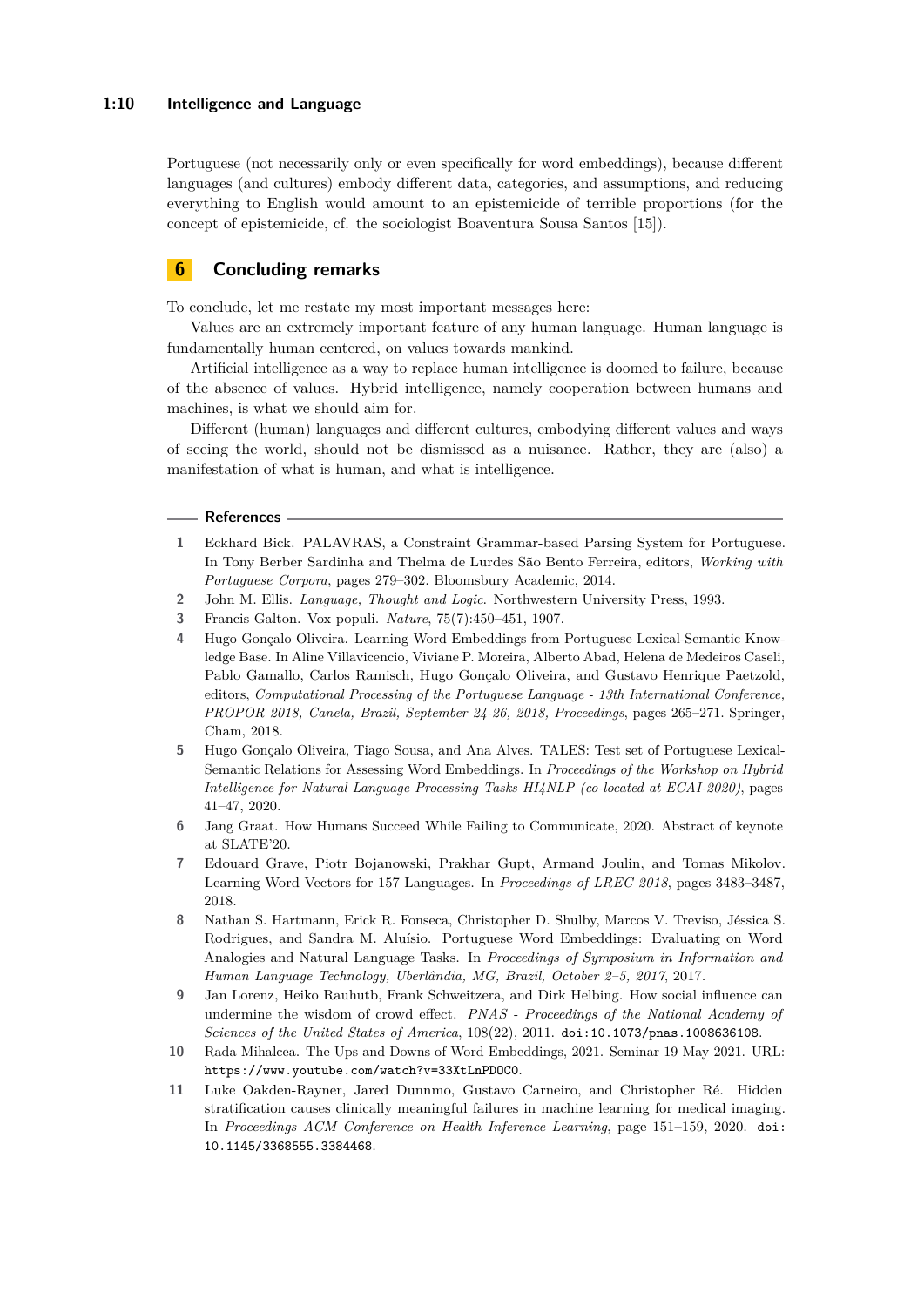Portuguese (not necessarily only or even specifically for word embeddings), because different languages (and cultures) embody different data, categories, and assumptions, and reducing everything to English would amount to an epistemicide of terrible proportions (for the concept of epistemicide, cf. the sociologist Boaventura Sousa Santos [15]).

## 6 Concluding remarks

To conclude, let me restate my most important messages here:

Values are an extremely important feature of any human language. Human language is fundamentally human centered, on values towards mankind.

Artificial intelligence as a way to replace human intelligence is doomed to failure, because of the absence of values. Hybrid intelligence, namely cooperation between humans and machines, is what we should aim for.

Different (human) languages and different cultures, embodying different values and ways of seeing the world, should not be dismissed as a nuisance. Rather, they are (also) a manifestation of what is human, and what is intelligence.

## References

1. Eckhard Bick. PALAVRAS, a Constraint Grammar-based Parsing System for Portuguese. In Tony Berber Sardinha and Thelma de Lurdes São Bento Ferreira, editors, *Working with Portuguese Corpora*, pages 279–302. Bloomsbury Academic, 2014.
2. John M. Ellis. *Language, Thought and Logic*. Northwestern University Press, 1993.
3. Francis Galton. Vox populi. *Nature*, 75(7):450–451, 1907.
4. Hugo Gonçalo Oliveira. Learning Word Embeddings from Portuguese Lexical-Semantic Knowledge Base. In Aline Villavicencio, Viviane P. Moreira, Alberto Abad, Helena de Medeiros Caseli, Pablo Gamallo, Carlos Ramisch, Hugo Gonçalo Oliveira, and Gustavo Henrique Paetzold, editors, *Computational Processing of the Portuguese Language - 13th International Conference, PROPOR 2018, Canela, Brazil, September 24-26, 2018, Proceedings*, pages 265–271. Springer, Cham, 2018.
5. Hugo Gonçalo Oliveira, Tiago Sousa, and Ana Alves. TALES: Test set of Portuguese Lexical-Semantic Relations for Assessing Word Embeddings. In *Proceedings of the Workshop on Hybrid Intelligence for Natural Language Processing Tasks HI4NLP (co-located at ECAI-2020)*, pages 41–47, 2020.
6. Jang Graat. How Humans Succeed While Failing to Communicate, 2020. Abstract of keynote at SLATE'20.
7. Edouard Grave, Piotr Bojanowski, Prakhar Gupt, Armand Joulin, and Tomas Mikolov. Learning Word Vectors for 157 Languages. In *Proceedings of LREC 2018*, pages 3483–3487, 2018.
8. Nathan S. Hartmann, Erick R. Fonseca, Christopher D. Shulby, Marcos V. Treviso, Jéssica S. Rodrigues, and Sandra M. Aluísio. Portuguese Word Embeddings: Evaluating on Word Analogies and Natural Language Tasks. In *Proceedings of Symposium in Information and Human Language Technology, Uberlândia, MG, Brazil, October 2–5, 2017*, 2017.
9. Jan Lorenz, Heiko Rauhutb, Frank Schweitzera, and Dirk Helbing. How social influence can undermine the wisdom of crowd effect. *PNAS - Proceedings of the National Academy of Sciences of the United States of America*, 108(22), 2011. doi:10.1073/pnas.1008636108.
10. Rada Mihalcea. The Ups and Downs of Word Embeddings, 2021. Seminar 19 May 2021. URL: https://www.youtube.com/watch?v=33XtLnPDOC0.
11. Luke Oakden-Rayner, Jared Dunnmo, Gustavo Carneiro, and Christopher Ré. Hidden stratification causes clinically meaningful failures in machine learning for medical imaging. In *Proceedings ACM Conference on Health Inference Learning*, page 151–159, 2020. doi:10.1145/3368555.3384468.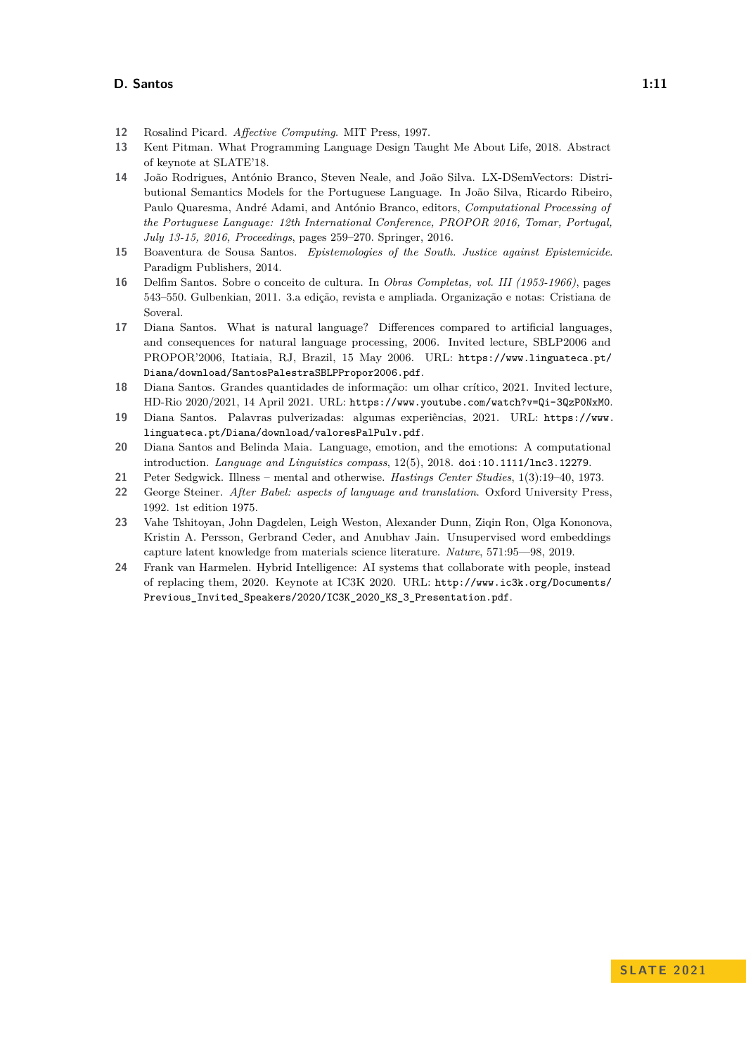12 Rosalind Picard. *Affective Computing*. MIT Press, 1997.

13 Kent Pitman. What Programming Language Design Taught Me About Life, 2018. Abstract of keynote at SLATE'18.

14 João Rodrigues, António Branco, Steven Neale, and João Silva. LX-DSemVectors: Distributional Semantics Models for the Portuguese Language. In João Silva, Ricardo Ribeiro, Paulo Quaresma, André Adami, and António Branco, editors, *Computational Processing of the Portuguese Language: 12th International Conference, PROPOR 2016, Tomar, Portugal, July 13-15, 2016, Proceedings*, pages 259–270. Springer, 2016.

15 Boaventura de Sousa Santos. *Epistemologies of the South. Justice against Epistemicide*. Paradigm Publishers, 2014.

16 Delfim Santos. Sobre o conceito de cultura. In *Obras Completas, vol. III (1953-1966)*, pages 543–550. Gulbenkian, 2011. 3.a edição, revista e ampliada. Organização e notas: Cristiana de Soveral.

17 Diana Santos. What is natural language? Differences compared to artificial languages, and consequences for natural language processing, 2006. Invited lecture, SBLP2006 and PROPOR'2006, Itatiaia, RJ, Brazil, 15 May 2006. URL: https://www.linguateca.pt/Diana/download/SantosPalestraSBLPPropor2006.pdf.

18 Diana Santos. Grandes quantidades de informação: um olhar crítico, 2021. Invited lecture, HD-Rio 2020/2021, 14 April 2021. URL: https://www.youtube.com/watch?v=Qi-3QzP0NxM0.

19 Diana Santos. Palavras pulverizadas: algumas experiências, 2021. URL: https://www.linguateca.pt/Diana/download/valoresPalPulv.pdf.

20 Diana Santos and Belinda Maia. Language, emotion, and the emotions: A computational introduction. *Language and Linguistics compass*, 12(5), 2018. doi:10.1111/lnc3.12279.

21 Peter Sedgwick. Illness – mental and otherwise. *Hastings Center Studies*, 1(3):19–40, 1973.

22 George Steiner. *After Babel: aspects of language and translation*. Oxford University Press, 1992. 1st edition 1975.

23 Vahe Tshitoyan, John Dagdelen, Leigh Weston, Alexander Dunn, Ziqin Ron, Olga Kononova, Kristin A. Persson, Gerbrand Ceder, and Anubhav Jain. Unsupervised word embeddings capture latent knowledge from materials science literature. *Nature*, 571:95—98, 2019.

24 Frank van Harmelen. Hybrid Intelligence: AI systems that collaborate with people, instead of replacing them, 2020. Keynote at IC3K 2020. URL: http://www.ic3k.org/Documents/Previous_Invited_Speakers/2020/IC3K_2020_KS_3_Presentation.pdf.